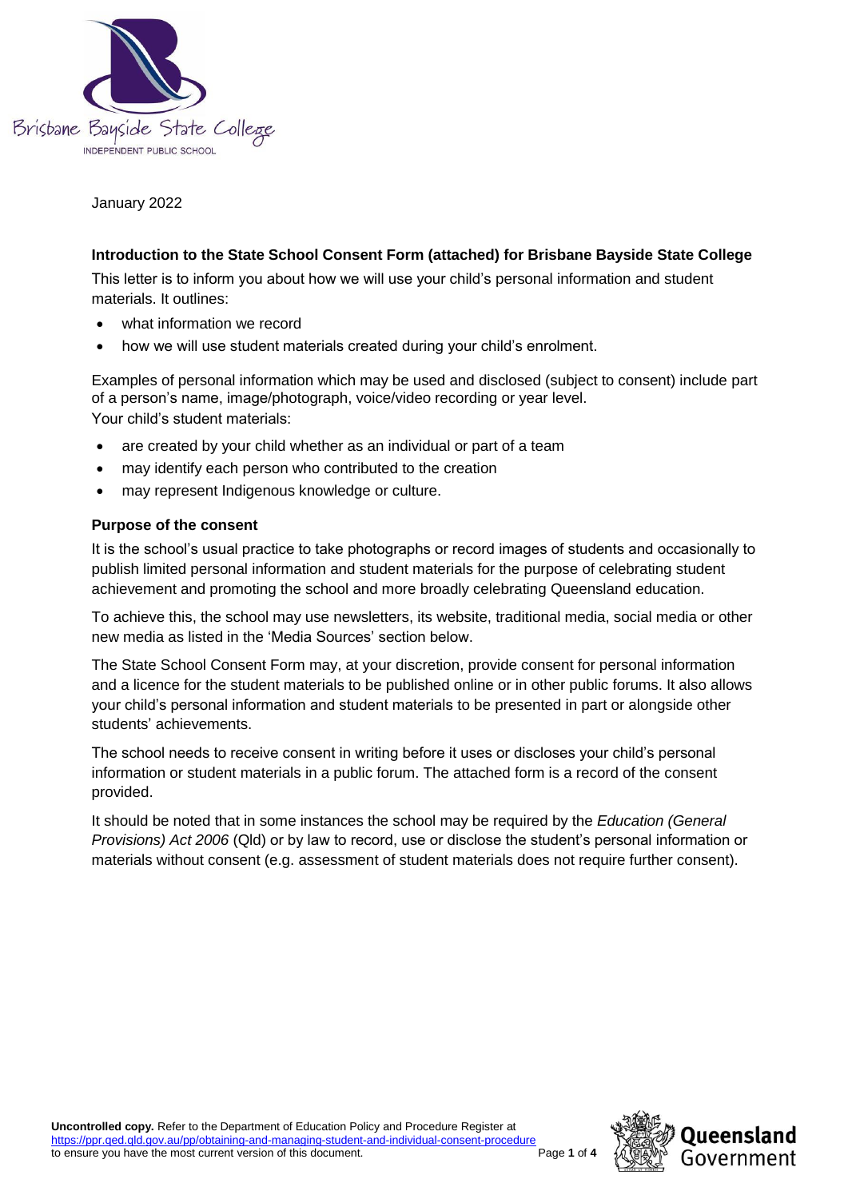Brisbane Bayside State College
INDEPENDENT PUBLIC SCHOOL

January 2022

**Introduction to the State School Consent Form (attached) for Brisbane Bayside State College**

This letter is to inform you about how we will use your child's personal information and student materials. It outlines:

- what information we record
- how we will use student materials created during your child's enrolment.

Examples of personal information which may be used and disclosed (subject to consent) include part of a person's name, image/photograph, voice/video recording or year level.
Your child's student materials:

- are created by your child whether as an individual or part of a team
- may identify each person who contributed to the creation
- may represent Indigenous knowledge or culture.

**Purpose of the consent**

It is the school's usual practice to take photographs or record images of students and occasionally to publish limited personal information and student materials for the purpose of celebrating student achievement and promoting the school and more broadly celebrating Queensland education.

To achieve this, the school may use newsletters, its website, traditional media, social media or other new media as listed in the 'Media Sources' section below.

The State School Consent Form may, at your discretion, provide consent for personal information and a licence for the student materials to be published online or in other public forums. It also allows your child's personal information and student materials to be presented in part or alongside other students' achievements.

The school needs to receive consent in writing before it uses or discloses your child's personal information or student materials in a public forum. The attached form is a record of the consent provided.

It should be noted that in some instances the school may be required by the *Education (General Provisions) Act 2006* (Qld) or by law to record, use or disclose the student's personal information or materials without consent (e.g. assessment of student materials does not require further consent).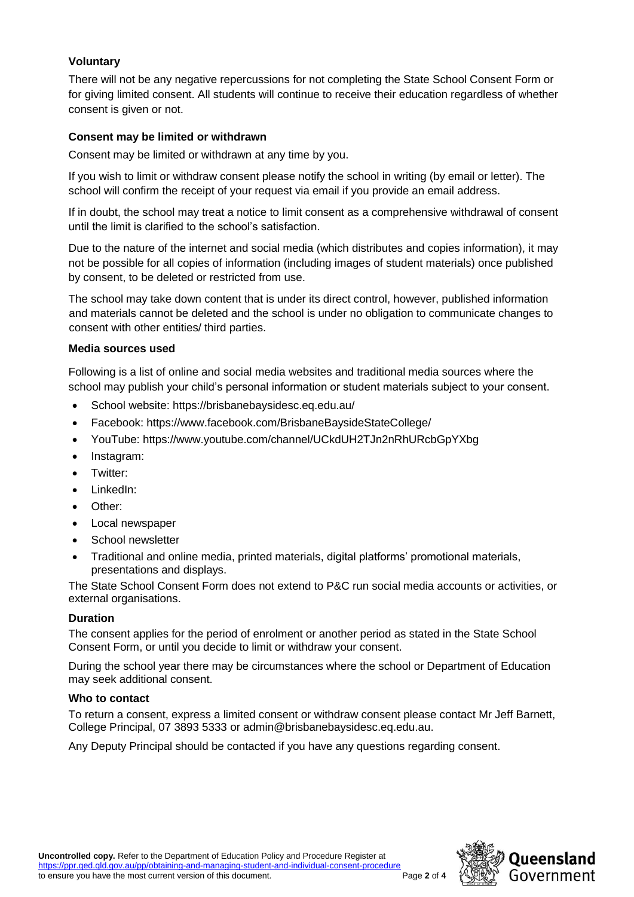### Voluntary

There will not be any negative repercussions for not completing the State School Consent Form or for giving limited consent. All students will continue to receive their education regardless of whether consent is given or not.

### Consent may be limited or withdrawn

Consent may be limited or withdrawn at any time by you.

If you wish to limit or withdraw consent please notify the school in writing (by email or letter). The school will confirm the receipt of your request via email if you provide an email address.

If in doubt, the school may treat a notice to limit consent as a comprehensive withdrawal of consent until the limit is clarified to the school's satisfaction.

Due to the nature of the internet and social media (which distributes and copies information), it may not be possible for all copies of information (including images of student materials) once published by consent, to be deleted or restricted from use.

The school may take down content that is under its direct control, however, published information and materials cannot be deleted and the school is under no obligation to communicate changes to consent with other entities/ third parties.

### Media sources used

Following is a list of online and social media websites and traditional media sources where the school may publish your child's personal information or student materials subject to your consent.

- School website: https://brisbanebaysidesc.eq.edu.au/
- Facebook: https://www.facebook.com/BrisbaneBaysideStateCollege/
- YouTube: https://www.youtube.com/channel/UCkdUH2TJn2nRhURcbGpYXbg
- Instagram:
- Twitter:
- LinkedIn:
- Other:
- Local newspaper
- School newsletter
- Traditional and online media, printed materials, digital platforms' promotional materials, presentations and displays.

The State School Consent Form does not extend to P&C run social media accounts or activities, or external organisations.

### Duration

The consent applies for the period of enrolment or another period as stated in the State School Consent Form, or until you decide to limit or withdraw your consent.

During the school year there may be circumstances where the school or Department of Education may seek additional consent.

### Who to contact

To return a consent, express a limited consent or withdraw consent please contact Mr Jeff Barnett, College Principal, 07 3893 5333 or admin@brisbanebaysidesc.eq.edu.au.

Any Deputy Principal should be contacted if you have any questions regarding consent.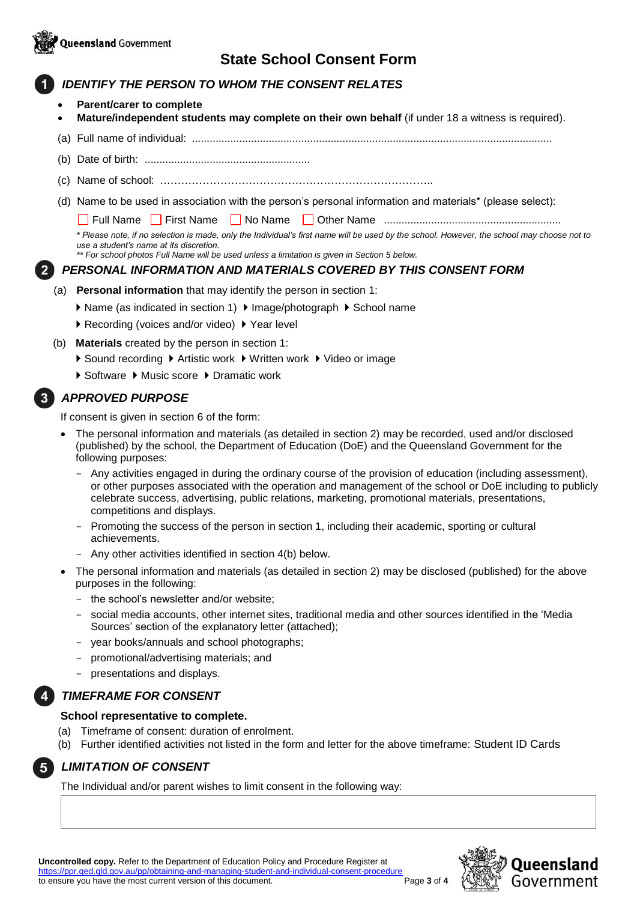Queensland Government

# State School Consent Form

## 1 IDENTIFY THE PERSON TO WHOM THE CONSENT RELATES

- **Parent/carer to complete**
- **Mature/independent students may complete on their own behalf** (if under 18 a witness is required).

(a) Full name of individual: ........................................................................................................................

(b) Date of birth: ........................................................

(c) Name of school: …………………………………………………………………..

(d) Name to be used in association with the person's personal information and materials* (please select):

☐ Full Name ☐ First Name ☐ No Name ☐ Other Name ............................................................

*\* Please note, if no selection is made, only the Individual's first name will be used by the school. However, the school may choose not to use a student's name at its discretion.*
*\*\* For school photos Full Name will be used unless a limitation is given in Section 5 below.*

## 2 PERSONAL INFORMATION AND MATERIALS COVERED BY THIS CONSENT FORM

(a) **Personal information** that may identify the person in section 1:

- Name (as indicated in section 1) ▸ Image/photograph ▸ School name
- Recording (voices and/or video) ▸ Year level

(b) **Materials** created by the person in section 1:

- Sound recording ▸ Artistic work ▸ Written work ▸ Video or image
- Software ▸ Music score ▸ Dramatic work

## 3 APPROVED PURPOSE

If consent is given in section 6 of the form:

- The personal information and materials (as detailed in section 2) may be recorded, used and/or disclosed (published) by the school, the Department of Education (DoE) and the Queensland Government for the following purposes:
  - Any activities engaged in during the ordinary course of the provision of education (including assessment), or other purposes associated with the operation and management of the school or DoE including to publicly celebrate success, advertising, public relations, marketing, promotional materials, presentations, competitions and displays.
  - Promoting the success of the person in section 1, including their academic, sporting or cultural achievements.
  - Any other activities identified in section 4(b) below.
- The personal information and materials (as detailed in section 2) may be disclosed (published) for the above purposes in the following:
  - the school's newsletter and/or website;
  - social media accounts, other internet sites, traditional media and other sources identified in the 'Media Sources' section of the explanatory letter (attached);
  - year books/annuals and school photographs;
  - promotional/advertising materials; and
  - presentations and displays.

## 4 TIMEFRAME FOR CONSENT

**School representative to complete.**

(a) Timeframe of consent: duration of enrolment.

(b) Further identified activities not listed in the form and letter for the above timeframe: Student ID Cards

## 5 LIMITATION OF CONSENT

The Individual and/or parent wishes to limit consent in the following way:

| |
|---|
| |

**Uncontrolled copy.** Refer to the Department of Education Policy and Procedure Register at https://ppr.qed.qld.gov.au/pp/obtaining-and-managing-student-and-individual-consent-procedure to ensure you have the most current version of this document.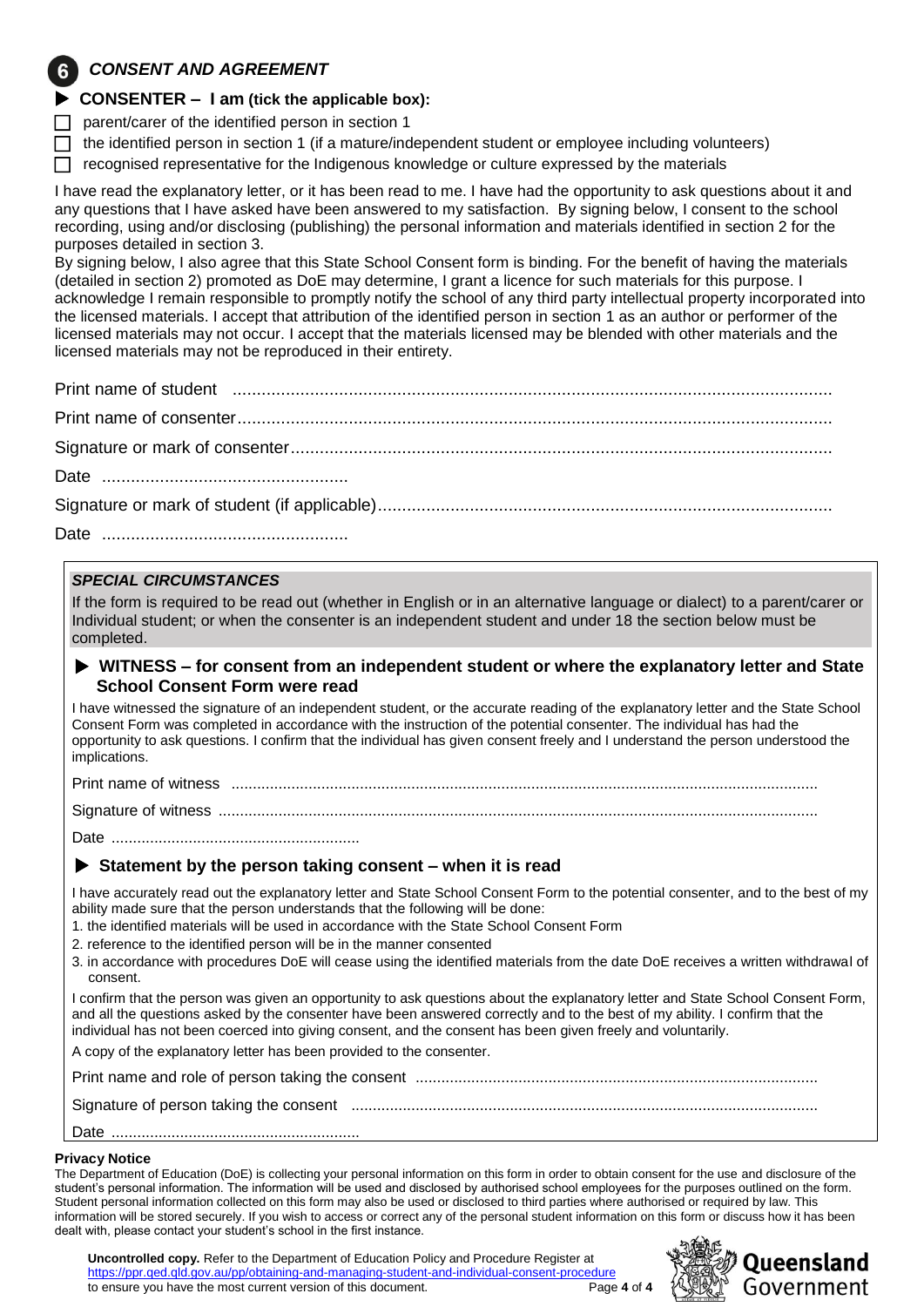## 6 *CONSENT AND AGREEMENT*

### ▶ CONSENTER – I am (tick the applicable box):

- ☐ parent/carer of the identified person in section 1
- ☐ the identified person in section 1 (if a mature/independent student or employee including volunteers)
- ☐ recognised representative for the Indigenous knowledge or culture expressed by the materials

I have read the explanatory letter, or it has been read to me. I have had the opportunity to ask questions about it and any questions that I have asked have been answered to my satisfaction. By signing below, I consent to the school recording, using and/or disclosing (publishing) the personal information and materials identified in section 2 for the purposes detailed in section 3.

By signing below, I also agree that this State School Consent form is binding. For the benefit of having the materials (detailed in section 2) promoted as DoE may determine, I grant a licence for such materials for this purpose. I acknowledge I remain responsible to promptly notify the school of any third party intellectual property incorporated into the licensed materials. I accept that attribution of the identified person in section 1 as an author or performer of the licensed materials may not occur. I accept that the materials licensed may be blended with other materials and the licensed materials may not be reproduced in their entirety.

Print name of student ............................................................................................................................

Print name of consenter..........................................................................................................................

Signature or mark of consenter...............................................................................................................

Date ...................................................

Signature or mark of student (if applicable).............................................................................................

Date ...................................................

***SPECIAL CIRCUMSTANCES***

If the form is required to be read out (whether in English or in an alternative language or dialect) to a parent/carer or Individual student; or when the consenter is an independent student and under 18 the section below must be completed.

### ▶ WITNESS – for consent from an independent student or where the explanatory letter and State School Consent Form were read

I have witnessed the signature of an independent student, or the accurate reading of the explanatory letter and the State School Consent Form was completed in accordance with the instruction of the potential consenter. The individual has had the opportunity to ask questions. I confirm that the individual has given consent freely and I understand the person understood the implications.

Print name of witness ........................................................................................................................

Signature of witness ...........................................................................................................................

Date ..........................................................

### ▶ Statement by the person taking consent – when it is read

I have accurately read out the explanatory letter and State School Consent Form to the potential consenter, and to the best of my ability made sure that the person understands that the following will be done:

1. the identified materials will be used in accordance with the State School Consent Form
2. reference to the identified person will be in the manner consented
3. in accordance with procedures DoE will cease using the identified materials from the date DoE receives a written withdrawal of consent.

I confirm that the person was given an opportunity to ask questions about the explanatory letter and State School Consent Form, and all the questions asked by the consenter have been answered correctly and to the best of my ability. I confirm that the individual has not been coerced into giving consent, and the consent has been given freely and voluntarily.

A copy of the explanatory letter has been provided to the consenter.

Print name and role of person taking the consent ............................................................................

Signature of person taking the consent ............................................................................................

Date ..........................................................

**Privacy Notice**

The Department of Education (DoE) is collecting your personal information on this form in order to obtain consent for the use and disclosure of the student's personal information. The information will be used and disclosed by authorised school employees for the purposes outlined on the form. Student personal information collected on this form may also be used or disclosed to third parties where authorised or required by law. This information will be stored securely. If you wish to access or correct any of the personal student information on this form or discuss how it has been dealt with, please contact your student's school in the first instance.

**Uncontrolled copy.** Refer to the Department of Education Policy and Procedure Register at https://ppr.qed.qld.gov.au/pp/obtaining-and-managing-student-and-individual-consent-procedure to ensure you have the most current version of this document.

Queensland Government